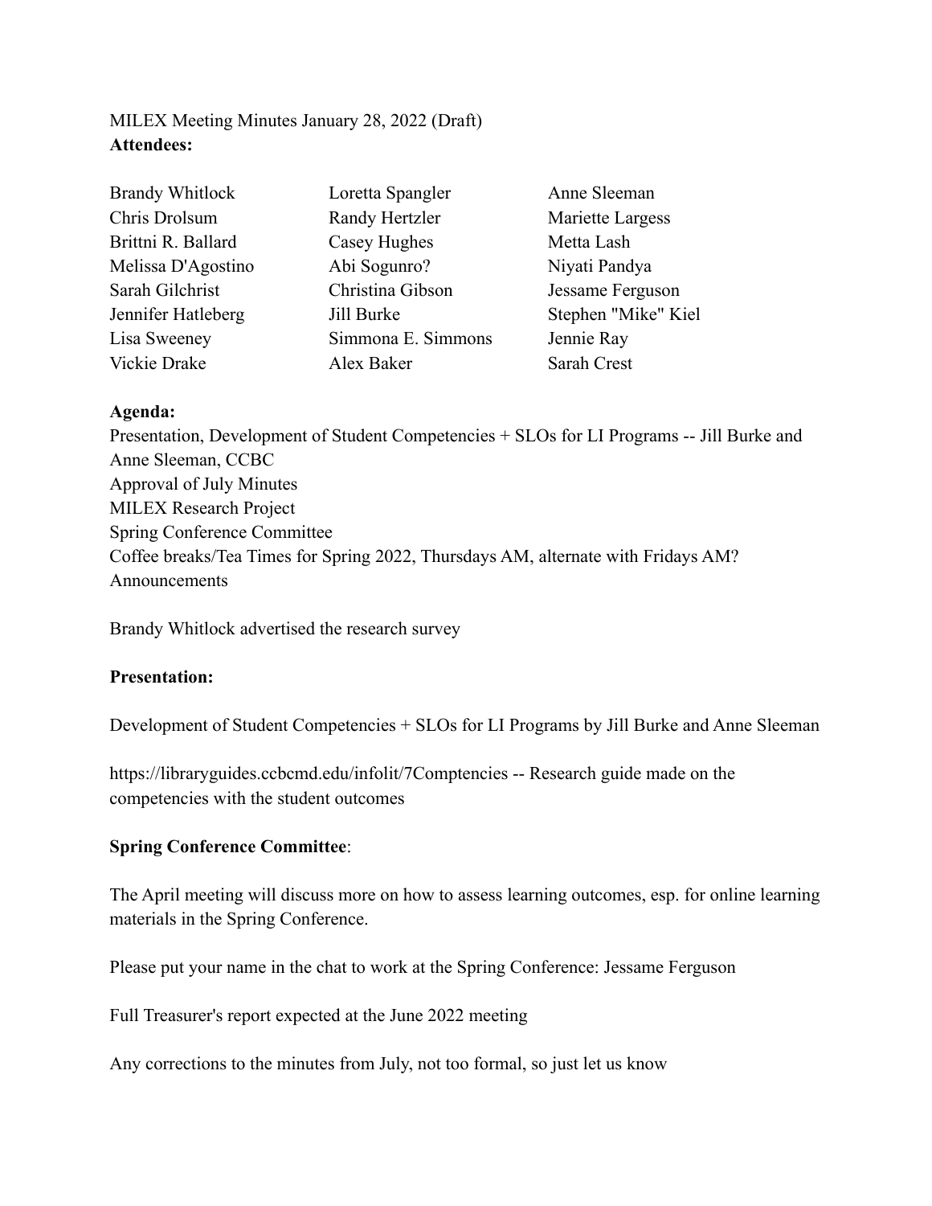MILEX Meeting Minutes January 28, 2022 (Draft)

**Attendees:**

| | | |
|---|---|---|
| Brandy Whitlock | Loretta Spangler | Anne Sleeman |
| Chris Drolsum | Randy Hertzler | Mariette Largess |
| Brittni R. Ballard | Casey Hughes | Metta Lash |
| Melissa D'Agostino | Abi Sogunro? | Niyati Pandya |
| Sarah Gilchrist | Christina Gibson | Jessame Ferguson |
| Jennifer Hatleberg | Jill Burke | Stephen "Mike" Kiel |
| Lisa Sweeney | Simmona E. Simmons | Jennie Ray |
| Vickie Drake | Alex Baker | Sarah Crest |

**Agenda:**

Presentation, Development of Student Competencies + SLOs for LI Programs -- Jill Burke and Anne Sleeman, CCBC
Approval of July Minutes
MILEX Research Project
Spring Conference Committee
Coffee breaks/Tea Times for Spring 2022, Thursdays AM, alternate with Fridays AM?
Announcements

Brandy Whitlock advertised the research survey

**Presentation:**

Development of Student Competencies + SLOs for LI Programs by Jill Burke and Anne Sleeman

https://libraryguides.ccbcmd.edu/infolit/7Comptencies -- Research guide made on the competencies with the student outcomes

**Spring Conference Committee**:

The April meeting will discuss more on how to assess learning outcomes, esp. for online learning materials in the Spring Conference.

Please put your name in the chat to work at the Spring Conference: Jessame Ferguson

Full Treasurer's report expected at the June 2022 meeting

Any corrections to the minutes from July, not too formal, so just let us know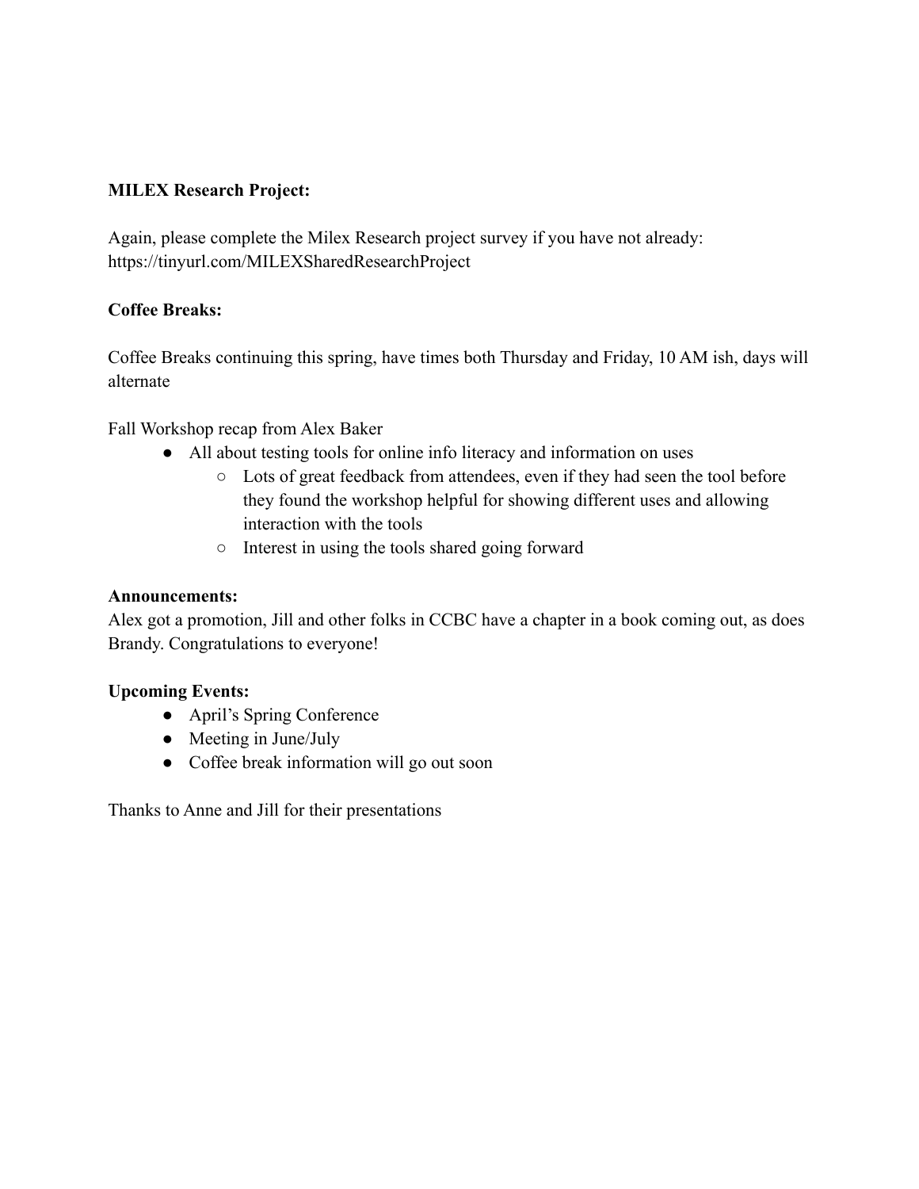**MILEX Research Project:**

Again, please complete the Milex Research project survey if you have not already: https://tinyurl.com/MILEXSharedResearchProject

**Coffee Breaks:**

Coffee Breaks continuing this spring, have times both Thursday and Friday, 10 AM ish, days will alternate

Fall Workshop recap from Alex Baker

- All about testing tools for online info literacy and information on uses
  - Lots of great feedback from attendees, even if they had seen the tool before they found the workshop helpful for showing different uses and allowing interaction with the tools
  - Interest in using the tools shared going forward

**Announcements:**

Alex got a promotion, Jill and other folks in CCBC have a chapter in a book coming out, as does Brandy. Congratulations to everyone!

**Upcoming Events:**

- April's Spring Conference
- Meeting in June/July
- Coffee break information will go out soon

Thanks to Anne and Jill for their presentations